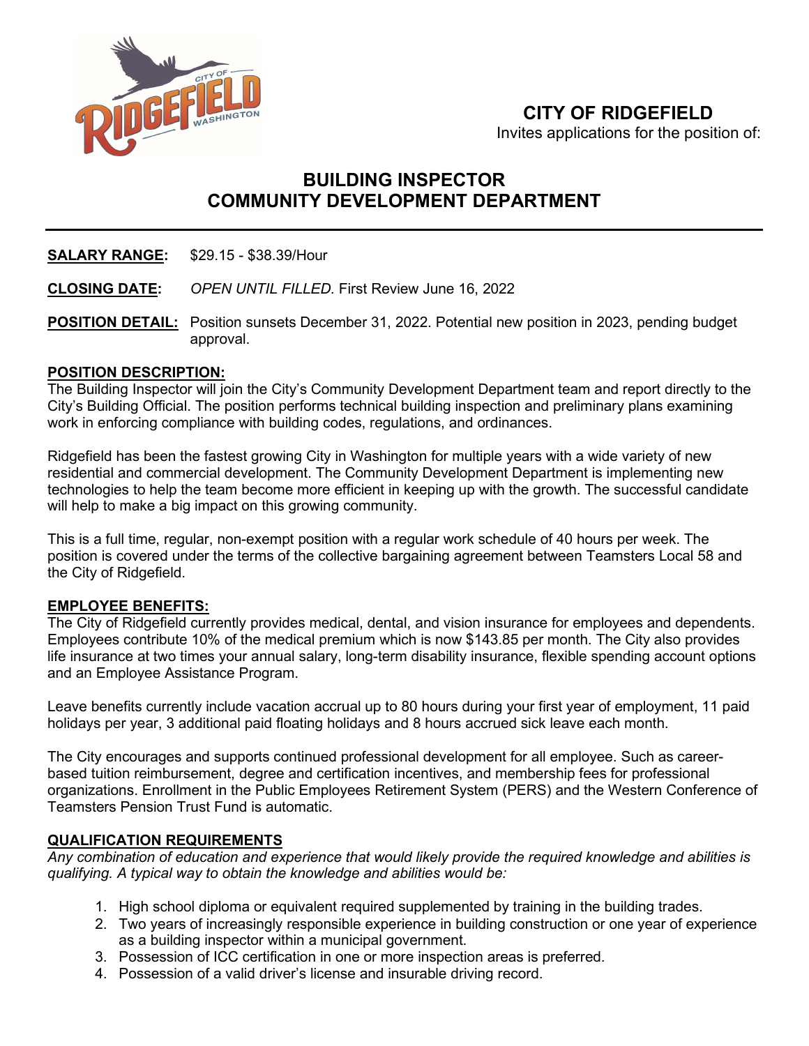## CITY OF RIDGEFIELD

Invites applications for the position of:

# BUILDING INSPECTOR
# COMMUNITY DEVELOPMENT DEPARTMENT

**SALARY RANGE:** $29.15 - $38.39/Hour

**CLOSING DATE:** *OPEN UNTIL FILLED.* First Review June 16, 2022

**POSITION DETAIL:** Position sunsets December 31, 2022. Potential new position in 2023, pending budget approval.

## POSITION DESCRIPTION:

The Building Inspector will join the City's Community Development Department team and report directly to the City's Building Official. The position performs technical building inspection and preliminary plans examining work in enforcing compliance with building codes, regulations, and ordinances.

Ridgefield has been the fastest growing City in Washington for multiple years with a wide variety of new residential and commercial development. The Community Development Department is implementing new technologies to help the team become more efficient in keeping up with the growth. The successful candidate will help to make a big impact on this growing community.

This is a full time, regular, non-exempt position with a regular work schedule of 40 hours per week. The position is covered under the terms of the collective bargaining agreement between Teamsters Local 58 and the City of Ridgefield.

## EMPLOYEE BENEFITS:

The City of Ridgefield currently provides medical, dental, and vision insurance for employees and dependents. Employees contribute 10% of the medical premium which is now $143.85 per month. The City also provides life insurance at two times your annual salary, long-term disability insurance, flexible spending account options and an Employee Assistance Program.

Leave benefits currently include vacation accrual up to 80 hours during your first year of employment, 11 paid holidays per year, 3 additional paid floating holidays and 8 hours accrued sick leave each month.

The City encourages and supports continued professional development for all employee. Such as career-based tuition reimbursement, degree and certification incentives, and membership fees for professional organizations. Enrollment in the Public Employees Retirement System (PERS) and the Western Conference of Teamsters Pension Trust Fund is automatic.

## QUALIFICATION REQUIREMENTS

*Any combination of education and experience that would likely provide the required knowledge and abilities is qualifying. A typical way to obtain the knowledge and abilities would be:*

1. High school diploma or equivalent required supplemented by training in the building trades.
2. Two years of increasingly responsible experience in building construction or one year of experience as a building inspector within a municipal government.
3. Possession of ICC certification in one or more inspection areas is preferred.
4. Possession of a valid driver's license and insurable driving record.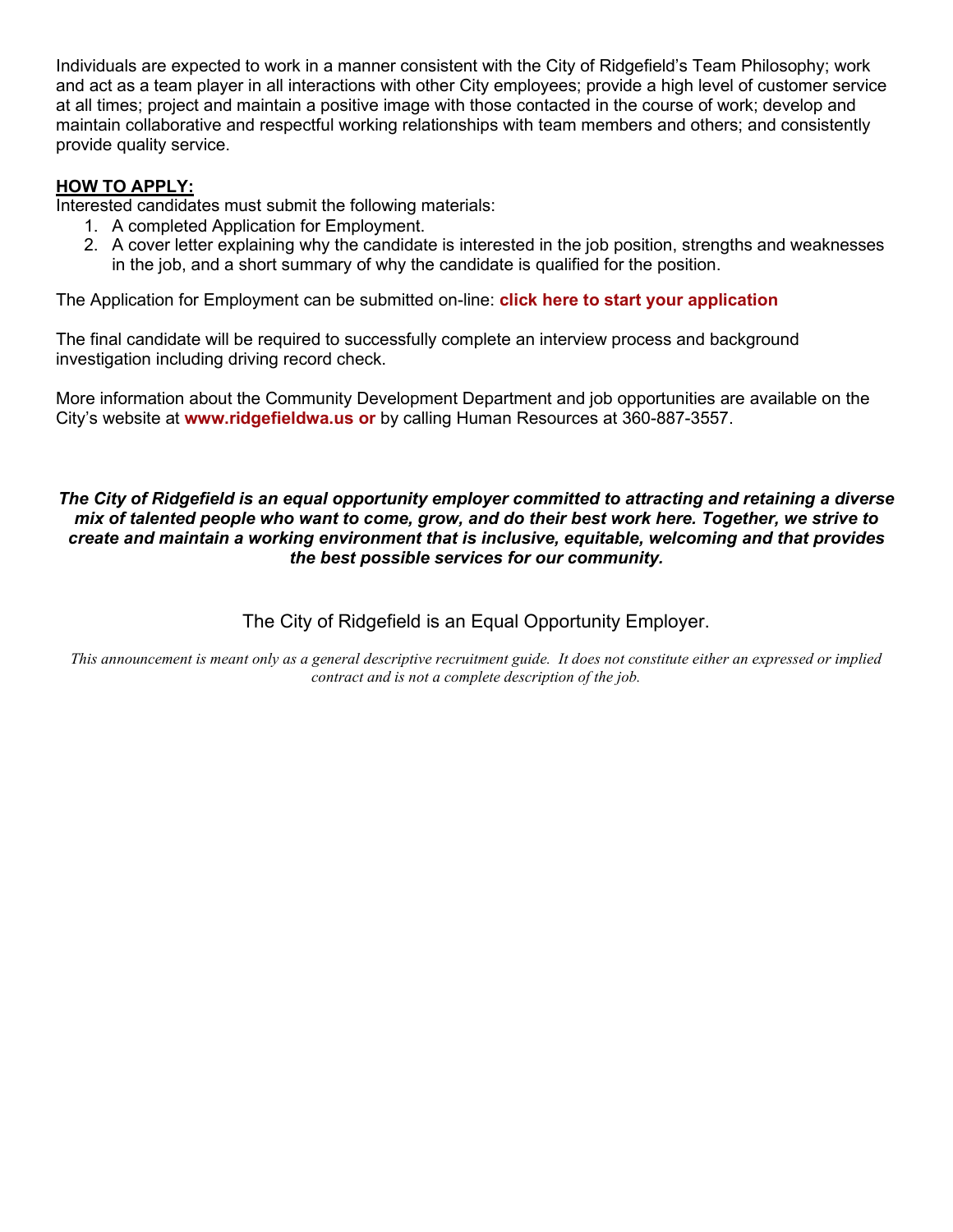Individuals are expected to work in a manner consistent with the City of Ridgefield's Team Philosophy; work and act as a team player in all interactions with other City employees; provide a high level of customer service at all times; project and maintain a positive image with those contacted in the course of work; develop and maintain collaborative and respectful working relationships with team members and others; and consistently provide quality service.

**HOW TO APPLY:**

Interested candidates must submit the following materials:

1. A completed Application for Employment.
2. A cover letter explaining why the candidate is interested in the job position, strengths and weaknesses in the job, and a short summary of why the candidate is qualified for the position.

The Application for Employment can be submitted on-line: **click here to start your application**

The final candidate will be required to successfully complete an interview process and background investigation including driving record check.

More information about the Community Development Department and job opportunities are available on the City's website at **www.ridgefieldwa.us or** by calling Human Resources at 360-887-3557.

***The City of Ridgefield is an equal opportunity employer committed to attracting and retaining a diverse mix of talented people who want to come, grow, and do their best work here. Together, we strive to create and maintain a working environment that is inclusive, equitable, welcoming and that provides the best possible services for our community.***

The City of Ridgefield is an Equal Opportunity Employer.

*This announcement is meant only as a general descriptive recruitment guide. It does not constitute either an expressed or implied contract and is not a complete description of the job.*